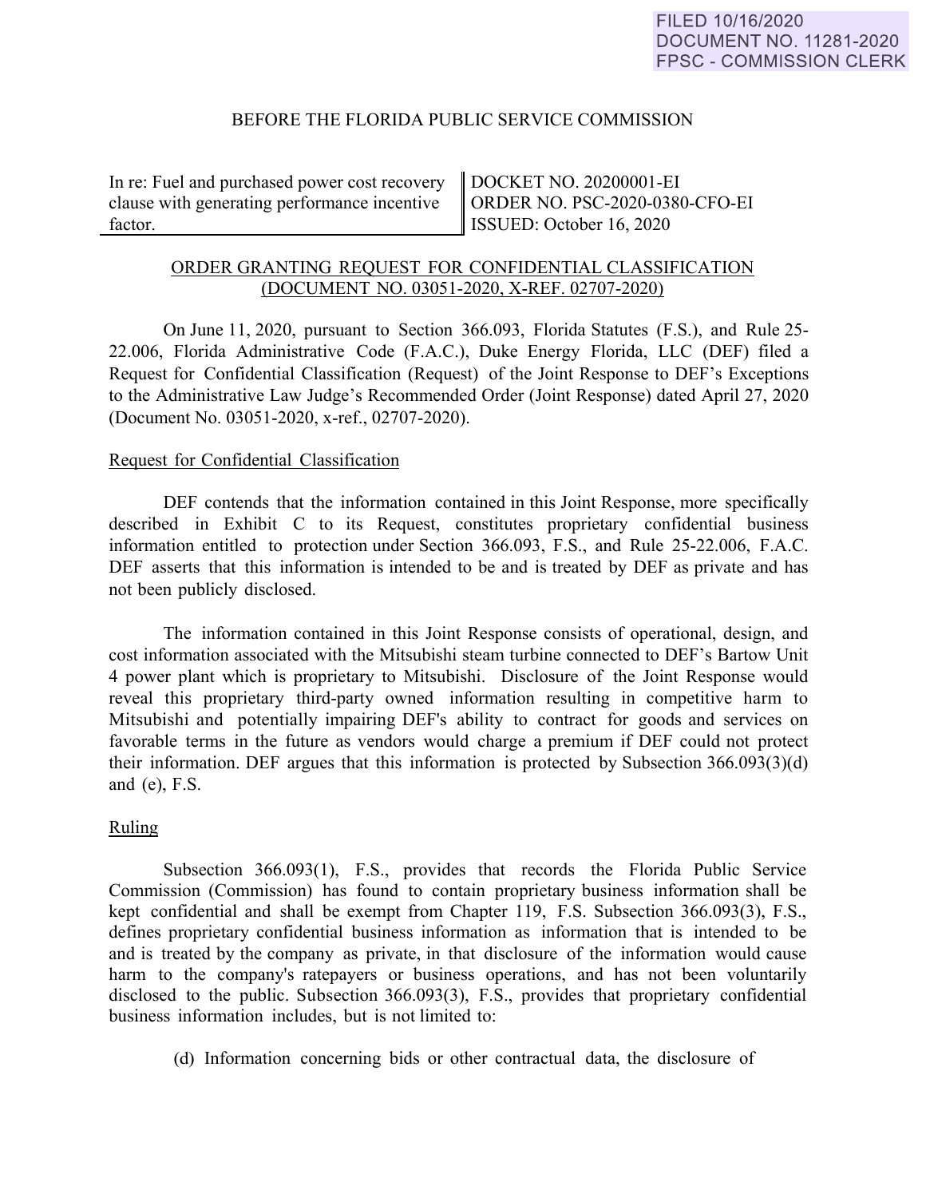FILED 10/16/2020
DOCUMENT NO. 11281-2020
FPSC - COMMISSION CLERK

BEFORE THE FLORIDA PUBLIC SERVICE COMMISSION

| In re: Fuel and purchased power cost recovery clause with generating performance incentive factor. | DOCKET NO. 20200001-EI<br>ORDER NO. PSC-2020-0380-CFO-EI<br>ISSUED: October 16, 2020 |
|---|---|

ORDER GRANTING REQUEST FOR CONFIDENTIAL CLASSIFICATION
(DOCUMENT NO. 03051-2020, X-REF. 02707-2020)

On June 11, 2020, pursuant to Section 366.093, Florida Statutes (F.S.), and Rule 25-22.006, Florida Administrative Code (F.A.C.), Duke Energy Florida, LLC (DEF) filed a Request for Confidential Classification (Request) of the Joint Response to DEF's Exceptions to the Administrative Law Judge's Recommended Order (Joint Response) dated April 27, 2020 (Document No. 03051-2020, x-ref., 02707-2020).

Request for Confidential Classification

DEF contends that the information contained in this Joint Response, more specifically described in Exhibit C to its Request, constitutes proprietary confidential business information entitled to protection under Section 366.093, F.S., and Rule 25-22.006, F.A.C. DEF asserts that this information is intended to be and is treated by DEF as private and has not been publicly disclosed.

The information contained in this Joint Response consists of operational, design, and cost information associated with the Mitsubishi steam turbine connected to DEF's Bartow Unit 4 power plant which is proprietary to Mitsubishi. Disclosure of the Joint Response would reveal this proprietary third-party owned information resulting in competitive harm to Mitsubishi and potentially impairing DEF's ability to contract for goods and services on favorable terms in the future as vendors would charge a premium if DEF could not protect their information. DEF argues that this information is protected by Subsection 366.093(3)(d) and (e), F.S.

Ruling

Subsection 366.093(1), F.S., provides that records the Florida Public Service Commission (Commission) has found to contain proprietary business information shall be kept confidential and shall be exempt from Chapter 119, F.S. Subsection 366.093(3), F.S., defines proprietary confidential business information as information that is intended to be and is treated by the company as private, in that disclosure of the information would cause harm to the company's ratepayers or business operations, and has not been voluntarily disclosed to the public. Subsection 366.093(3), F.S., provides that proprietary confidential business information includes, but is not limited to:

(d) Information concerning bids or other contractual data, the disclosure of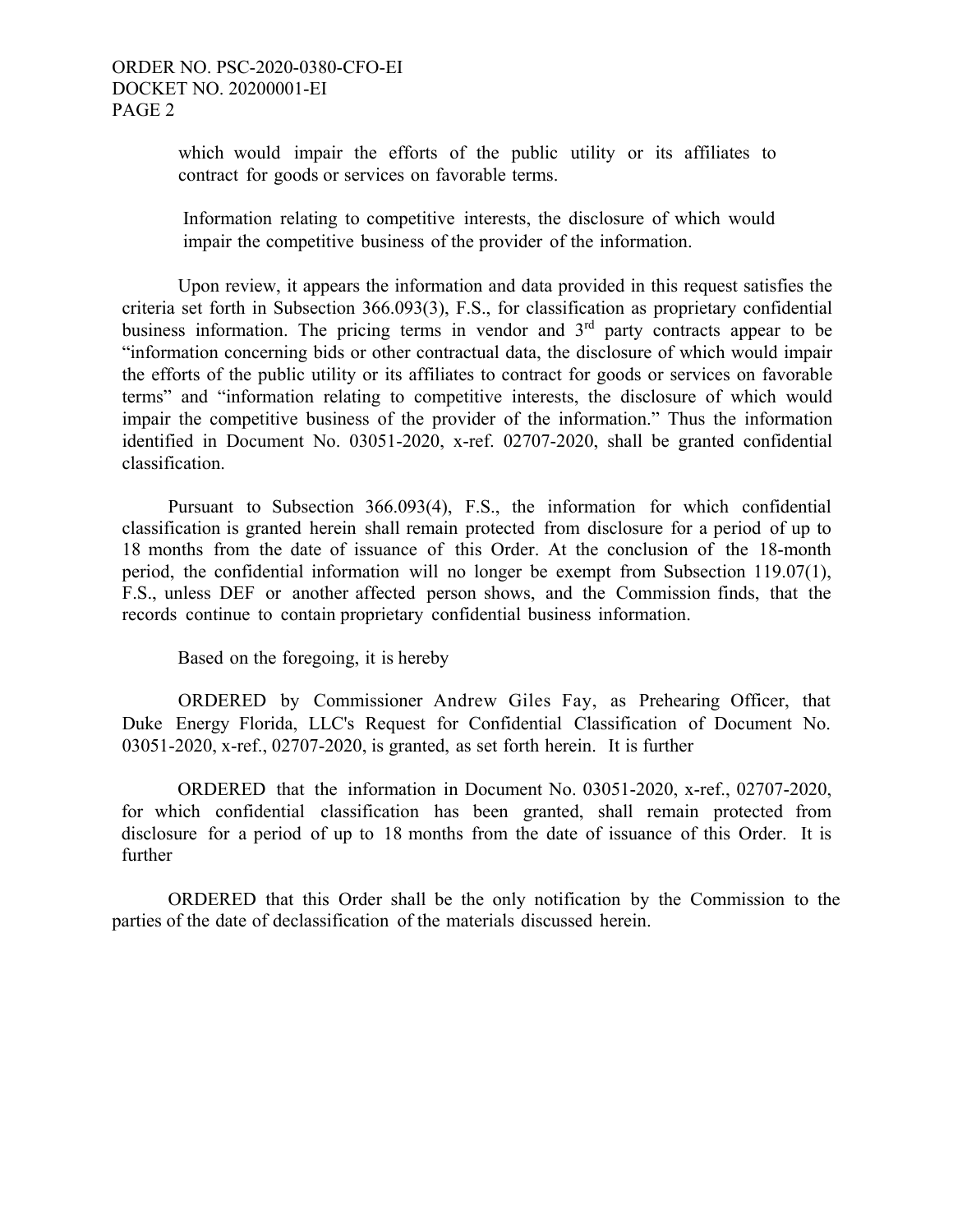which would impair the efforts of the public utility or its affiliates to contract for goods or services on favorable terms.

Information relating to competitive interests, the disclosure of which would impair the competitive business of the provider of the information.

Upon review, it appears the information and data provided in this request satisfies the criteria set forth in Subsection 366.093(3), F.S., for classification as proprietary confidential business information. The pricing terms in vendor and 3rd party contracts appear to be "information concerning bids or other contractual data, the disclosure of which would impair the efforts of the public utility or its affiliates to contract for goods or services on favorable terms" and "information relating to competitive interests, the disclosure of which would impair the competitive business of the provider of the information." Thus the information identified in Document No. 03051-2020, x-ref. 02707-2020, shall be granted confidential classification.

Pursuant to Subsection 366.093(4), F.S., the information for which confidential classification is granted herein shall remain protected from disclosure for a period of up to 18 months from the date of issuance of this Order. At the conclusion of the 18-month period, the confidential information will no longer be exempt from Subsection 119.07(1), F.S., unless DEF or another affected person shows, and the Commission finds, that the records continue to contain proprietary confidential business information.

Based on the foregoing, it is hereby

ORDERED by Commissioner Andrew Giles Fay, as Prehearing Officer, that Duke Energy Florida, LLC's Request for Confidential Classification of Document No. 03051-2020, x-ref., 02707-2020, is granted, as set forth herein. It is further

ORDERED that the information in Document No. 03051-2020, x-ref., 02707-2020, for which confidential classification has been granted, shall remain protected from disclosure for a period of up to 18 months from the date of issuance of this Order. It is further

ORDERED that this Order shall be the only notification by the Commission to the parties of the date of declassification of the materials discussed herein.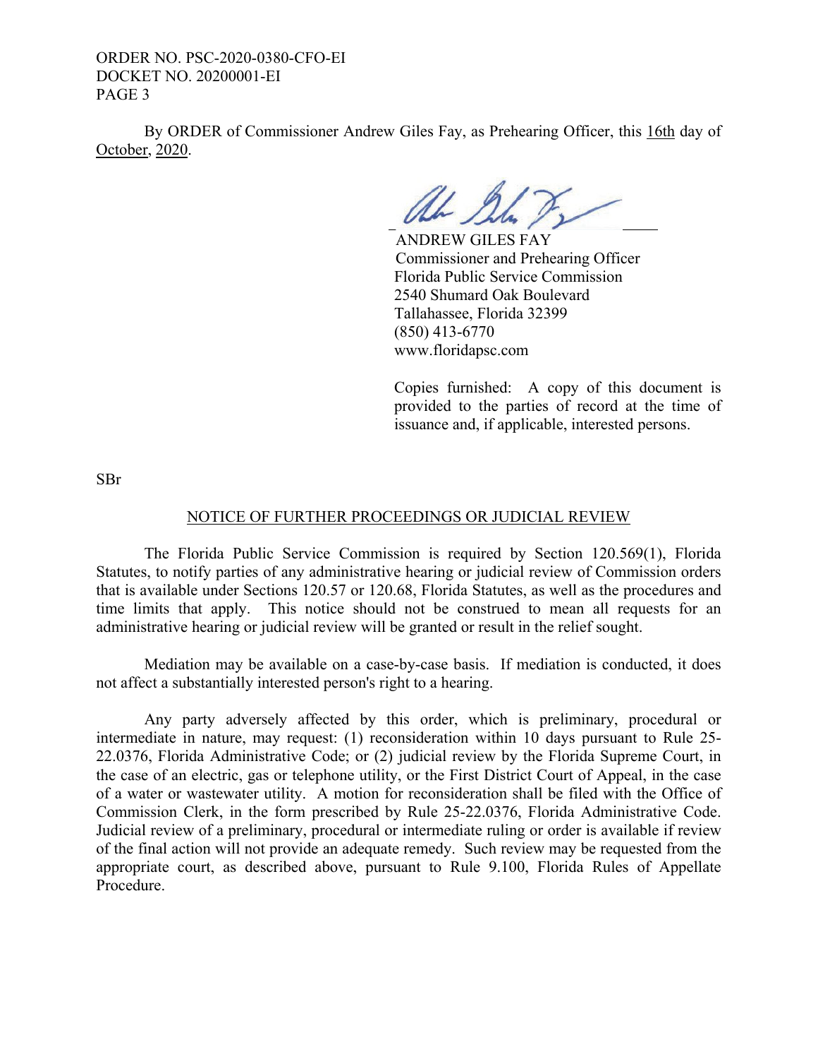By ORDER of Commissioner Andrew Giles Fay, as Prehearing Officer, this 16th day of October, 2020.

ANDREW GILES FAY
Commissioner and Prehearing Officer
Florida Public Service Commission
2540 Shumard Oak Boulevard
Tallahassee, Florida 32399
(850) 413-6770
www.floridapsc.com

Copies furnished: A copy of this document is provided to the parties of record at the time of issuance and, if applicable, interested persons.

SBr

## NOTICE OF FURTHER PROCEEDINGS OR JUDICIAL REVIEW

The Florida Public Service Commission is required by Section 120.569(1), Florida Statutes, to notify parties of any administrative hearing or judicial review of Commission orders that is available under Sections 120.57 or 120.68, Florida Statutes, as well as the procedures and time limits that apply. This notice should not be construed to mean all requests for an administrative hearing or judicial review will be granted or result in the relief sought.

Mediation may be available on a case-by-case basis. If mediation is conducted, it does not affect a substantially interested person's right to a hearing.

Any party adversely affected by this order, which is preliminary, procedural or intermediate in nature, may request: (1) reconsideration within 10 days pursuant to Rule 25-22.0376, Florida Administrative Code; or (2) judicial review by the Florida Supreme Court, in the case of an electric, gas or telephone utility, or the First District Court of Appeal, in the case of a water or wastewater utility. A motion for reconsideration shall be filed with the Office of Commission Clerk, in the form prescribed by Rule 25-22.0376, Florida Administrative Code. Judicial review of a preliminary, procedural or intermediate ruling or order is available if review of the final action will not provide an adequate remedy. Such review may be requested from the appropriate court, as described above, pursuant to Rule 9.100, Florida Rules of Appellate Procedure.